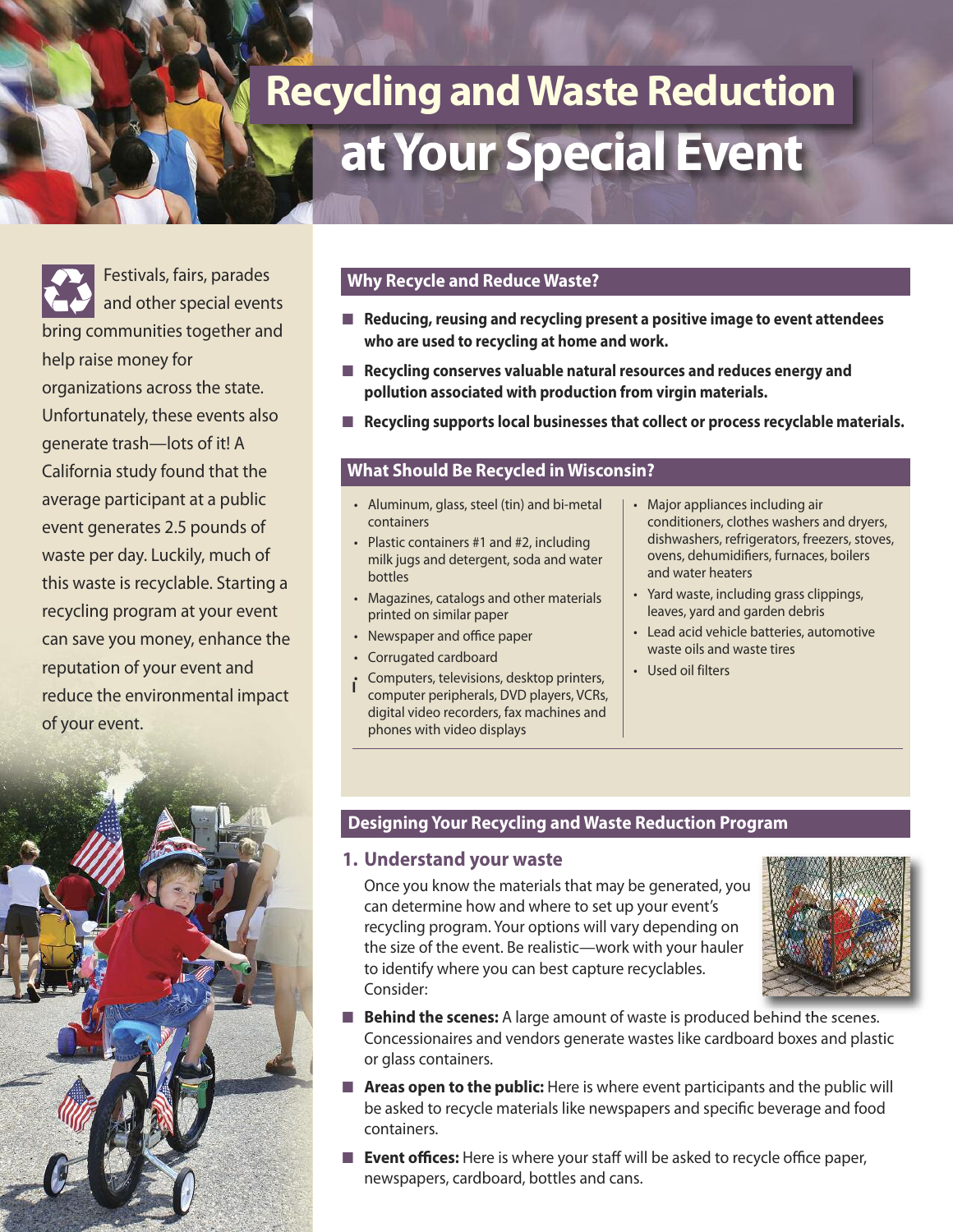# Recycling and Waste Reduction at Your Special Event

Festivals, fairs, parades and other special events bring communities together and help raise money for organizations across the state. Unfortunately, these events also generate trash—lots of it! A California study found that the average participant at a public event generates 2.5 pounds of waste per day. Luckily, much of this waste is recyclable. Starting a recycling program at your event can save you money, enhance the reputation of your event and reduce the environmental impact of your event.

## Why Recycle and Reduce Waste?

- **Reducing, reusing and recycling present a positive image to event attendees who are used to recycling at home and work.**
- **Recycling conserves valuable natural resources and reduces energy and pollution associated with production from virgin materials.**
- **Recycling supports local businesses that collect or process recyclable materials.**

## What Should Be Recycled in Wisconsin?

- Aluminum, glass, steel (tin) and bi-metal containers
- Plastic containers #1 and #2, including milk jugs and detergent, soda and water bottles
- Magazines, catalogs and other materials printed on similar paper
- Newspaper and office paper
- Corrugated cardboard
- Computers, televisions, desktop printers, computer peripherals, DVD players, VCRs, digital video recorders, fax machines and phones with video displays
- Major appliances including air conditioners, clothes washers and dryers, dishwashers, refrigerators, freezers, stoves, ovens, dehumidifiers, furnaces, boilers and water heaters
- Yard waste, including grass clippings, leaves, yard and garden debris
- Lead acid vehicle batteries, automotive waste oils and waste tires
- Used oil filters

## Designing Your Recycling and Waste Reduction Program

### 1. Understand your waste

Once you know the materials that may be generated, you can determine how and where to set up your event's recycling program. Your options will vary depending on the size of the event. Be realistic—work with your hauler to identify where you can best capture recyclables. Consider:

- **Behind the scenes:** A large amount of waste is produced behind the scenes. Concessionaires and vendors generate wastes like cardboard boxes and plastic or glass containers.
- **Areas open to the public:** Here is where event participants and the public will be asked to recycle materials like newspapers and specific beverage and food containers.
- **Event offices:** Here is where your staff will be asked to recycle office paper, newspapers, cardboard, bottles and cans.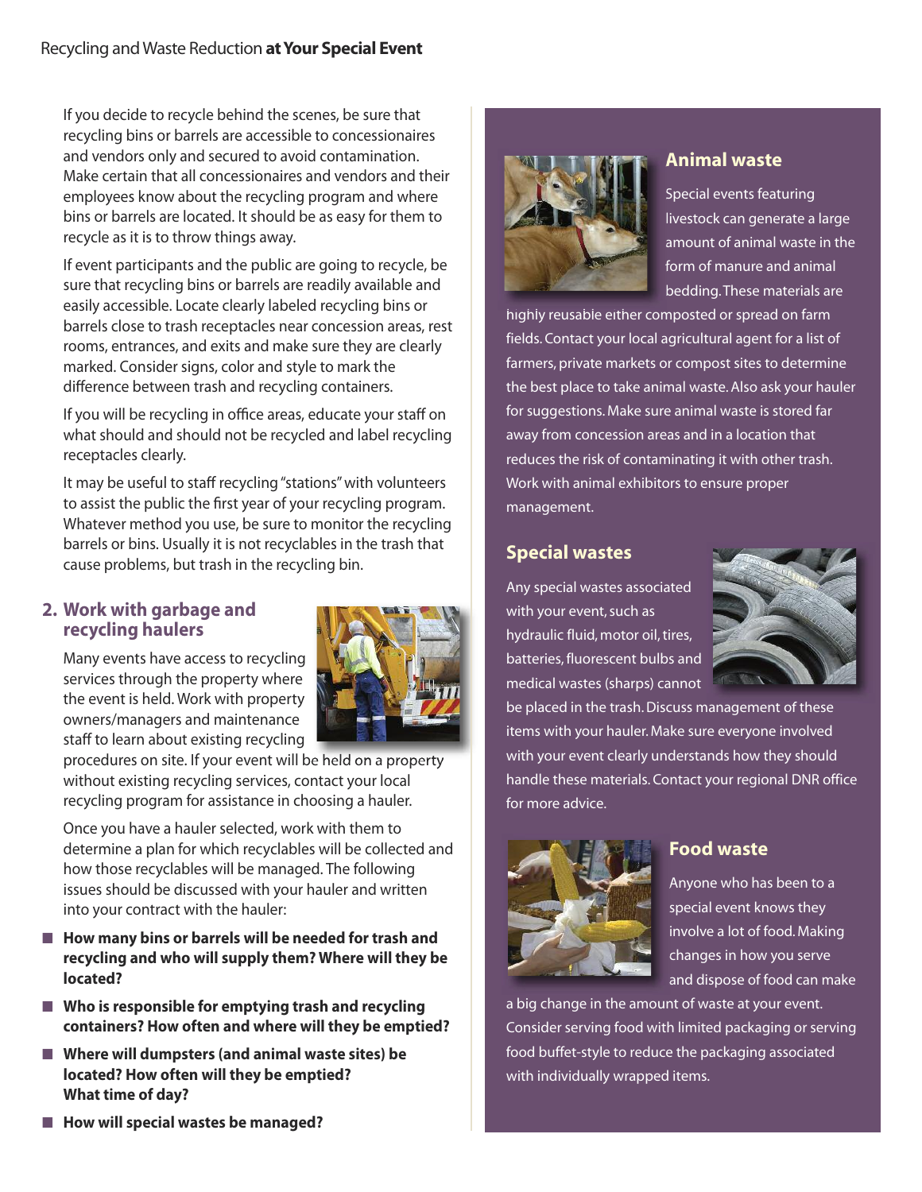If you decide to recycle behind the scenes, be sure that recycling bins or barrels are accessible to concessionaires and vendors only and secured to avoid contamination. Make certain that all concessionaires and vendors and their employees know about the recycling program and where bins or barrels are located. It should be as easy for them to recycle as it is to throw things away.

If event participants and the public are going to recycle, be sure that recycling bins or barrels are readily available and easily accessible. Locate clearly labeled recycling bins or barrels close to trash receptacles near concession areas, rest rooms, entrances, and exits and make sure they are clearly marked. Consider signs, color and style to mark the difference between trash and recycling containers.

If you will be recycling in office areas, educate your staff on what should and should not be recycled and label recycling receptacles clearly.

It may be useful to staff recycling "stations" with volunteers to assist the public the first year of your recycling program. Whatever method you use, be sure to monitor the recycling barrels or bins. Usually it is not recyclables in the trash that cause problems, but trash in the recycling bin.

## 2. Work with garbage and recycling haulers

Many events have access to recycling services through the property where the event is held. Work with property owners/managers and maintenance staff to learn about existing recycling procedures on site. If your event will be held on a property without existing recycling services, contact your local recycling program for assistance in choosing a hauler.

Once you have a hauler selected, work with them to determine a plan for which recyclables will be collected and how those recyclables will be managed. The following issues should be discussed with your hauler and written into your contract with the hauler:

- **How many bins or barrels will be needed for trash and recycling and who will supply them? Where will they be located?**
- **Who is responsible for emptying trash and recycling containers? How often and where will they be emptied?**
- **Where will dumpsters (and animal waste sites) be located? How often will they be emptied? What time of day?**
- **How will special wastes be managed?**

### Animal waste

Special events featuring livestock can generate a large amount of animal waste in the form of manure and animal bedding. These materials are highly reusable either composted or spread on farm fields. Contact your local agricultural agent for a list of farmers, private markets or compost sites to determine the best place to take animal waste. Also ask your hauler for suggestions. Make sure animal waste is stored far away from concession areas and in a location that reduces the risk of contaminating it with other trash. Work with animal exhibitors to ensure proper management.

### Special wastes

Any special wastes associated with your event, such as hydraulic fluid, motor oil, tires, batteries, fluorescent bulbs and medical wastes (sharps) cannot be placed in the trash. Discuss management of these items with your hauler. Make sure everyone involved with your event clearly understands how they should handle these materials. Contact your regional DNR office for more advice.

### Food waste

Anyone who has been to a special event knows they involve a lot of food. Making changes in how you serve and dispose of food can make a big change in the amount of waste at your event. Consider serving food with limited packaging or serving food buffet-style to reduce the packaging associated with individually wrapped items.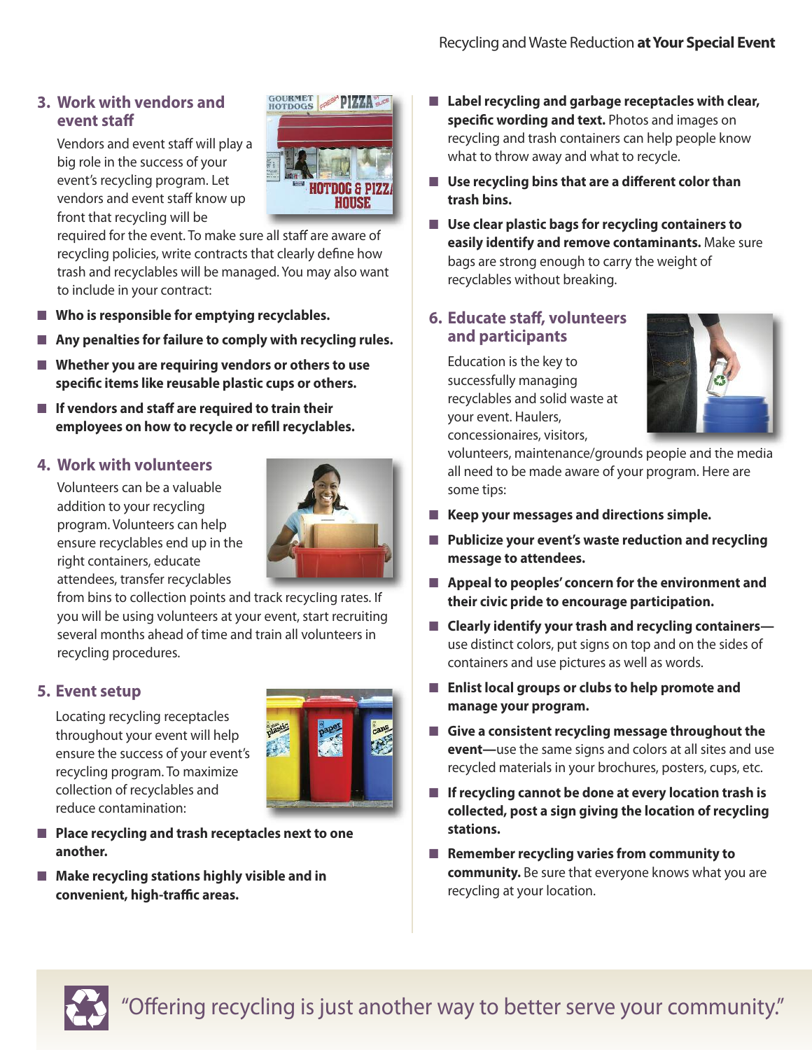## 3. Work with vendors and event staff

Vendors and event staff will play a big role in the success of your event's recycling program. Let vendors and event staff know up front that recycling will be required for the event. To make sure all staff are aware of recycling policies, write contracts that clearly define how trash and recyclables will be managed. You may also want to include in your contract:

- **Who is responsible for emptying recyclables.**
- **Any penalties for failure to comply with recycling rules.**
- **Whether you are requiring vendors or others to use specific items like reusable plastic cups or others.**
- **If vendors and staff are required to train their employees on how to recycle or refill recyclables.**

## 4. Work with volunteers

Volunteers can be a valuable addition to your recycling program. Volunteers can help ensure recyclables end up in the right containers, educate attendees, transfer recyclables from bins to collection points and track recycling rates. If you will be using volunteers at your event, start recruiting several months ahead of time and train all volunteers in recycling procedures.

## 5. Event setup

Locating recycling receptacles throughout your event will help ensure the success of your event's recycling program. To maximize collection of recyclables and reduce contamination:

- **Place recycling and trash receptacles next to one another.**
- **Make recycling stations highly visible and in convenient, high-traffic areas.**
- **Label recycling and garbage receptacles with clear, specific wording and text.** Photos and images on recycling and trash containers can help people know what to throw away and what to recycle.
- **Use recycling bins that are a different color than trash bins.**
- **Use clear plastic bags for recycling containers to easily identify and remove contaminants.** Make sure bags are strong enough to carry the weight of recyclables without breaking.

## 6. Educate staff, volunteers and participants

Education is the key to successfully managing recyclables and solid waste at your event. Haulers, concessionaires, visitors, volunteers, maintenance/grounds people and the media all need to be made aware of your program. Here are some tips:

- **Keep your messages and directions simple.**
- **Publicize your event's waste reduction and recycling message to attendees.**
- **Appeal to peoples' concern for the environment and their civic pride to encourage participation.**
- **Clearly identify your trash and recycling containers**—use distinct colors, put signs on top and on the sides of containers and use pictures as well as words.
- **Enlist local groups or clubs to help promote and manage your program.**
- **Give a consistent recycling message throughout the event**—use the same signs and colors at all sites and use recycled materials in your brochures, posters, cups, etc.
- **If recycling cannot be done at every location trash is collected, post a sign giving the location of recycling stations.**
- **Remember recycling varies from community to community.** Be sure that everyone knows what you are recycling at your location.

"Offering recycling is just another way to better serve your community."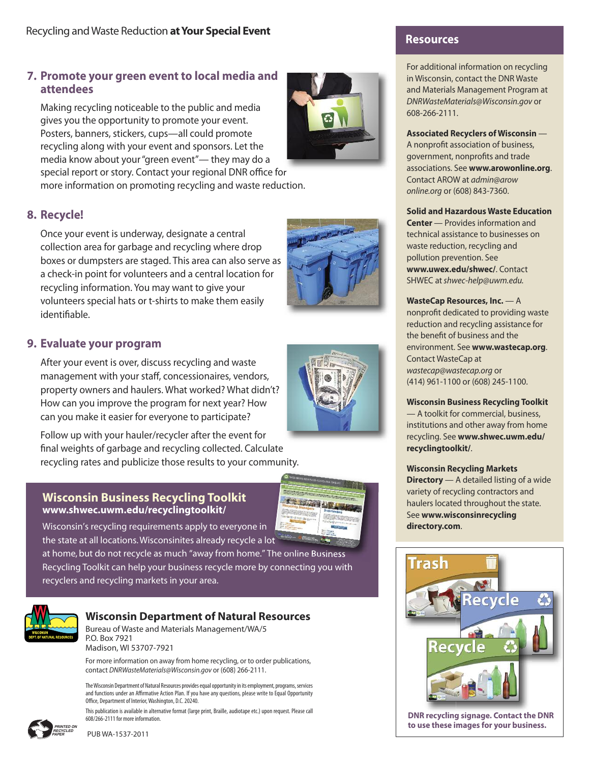## 7. Promote your green event to local media and attendees

Making recycling noticeable to the public and media gives you the opportunity to promote your event. Posters, banners, stickers, cups—all could promote recycling along with your event and sponsors. Let the media know about your "green event"— they may do a special report or story. Contact your regional DNR office for more information on promoting recycling and waste reduction.

## 8. Recycle!

Once your event is underway, designate a central collection area for garbage and recycling where drop boxes or dumpsters are staged. This area can also serve as a check-in point for volunteers and a central location for recycling information. You may want to give your volunteers special hats or t-shirts to make them easily identifiable.

## 9. Evaluate your program

After your event is over, discuss recycling and waste management with your staff, concessionaires, vendors, property owners and haulers. What worked? What didn't? How can you improve the program for next year? How can you make it easier for everyone to participate?

Follow up with your hauler/recycler after the event for final weights of garbage and recycling collected. Calculate recycling rates and publicize those results to your community.

### Wisconsin Business Recycling Toolkit

**www.shwec.uwm.edu/recyclingtoolkit/**

Wisconsin's recycling requirements apply to everyone in the state at all locations. Wisconsinites already recycle a lot at home, but do not recycle as much "away from home." The online Business Recycling Toolkit can help your business recycle more by connecting you with recyclers and recycling markets in your area.

### Wisconsin Department of Natural Resources

Bureau of Waste and Materials Management/WA/5
P.O. Box 7921
Madison, WI 53707-7921

For more information on away from home recycling, or to order publications, contact *DNRWasteMaterials@Wisconsin.gov* or (608) 266-2111.

The Wisconsin Department of Natural Resources provides equal opportunity in its employment, programs, services and functions under an Affirmative Action Plan. If you have any questions, please write to Equal Opportunity Office, Department of Interior, Washington, D.C. 20240.

This publication is available in alternative format (large print, Braille, audiotape etc.) upon request. Please call 608/266-2111 for more information.

PRINTED ON RECYCLED PAPER

PUB WA-1537-2011

## Resources

For additional information on recycling in Wisconsin, contact the DNR Waste and Materials Management Program at *DNRWasteMaterials@Wisconsin.gov* or 608-266-2111.

**Associated Recyclers of Wisconsin** — A nonprofit association of business, government, nonprofits and trade associations. See **www.arowonline.org**. Contact AROW at *admin@arowonline.org* or (608) 843-7360.

**Solid and Hazardous Waste Education Center** — Provides information and technical assistance to businesses on waste reduction, recycling and pollution prevention. See **www.uwex.edu/shwec/**. Contact SHWEC at *shwec-help@uwm.edu.*

**WasteCap Resources, Inc.** — A nonprofit dedicated to providing waste reduction and recycling assistance for the benefit of business and the environment. See **www.wastecap.org**. Contact WasteCap at *wastecap@wastecap.org* or (414) 961-1100 or (608) 245-1100.

**Wisconsin Business Recycling Toolkit** — A toolkit for commercial, business, institutions and other away from home recycling. See **www.shwec.uwm.edu/recyclingtoolkit/**.

**Wisconsin Recycling Markets Directory** — A detailed listing of a wide variety of recycling contractors and haulers located throughout the state. See **www.wisconsinrecyclingdirectory.com**.

Trash

Recycle

Recycle

**DNR recycling signage. Contact the DNR to use these images for your business.**